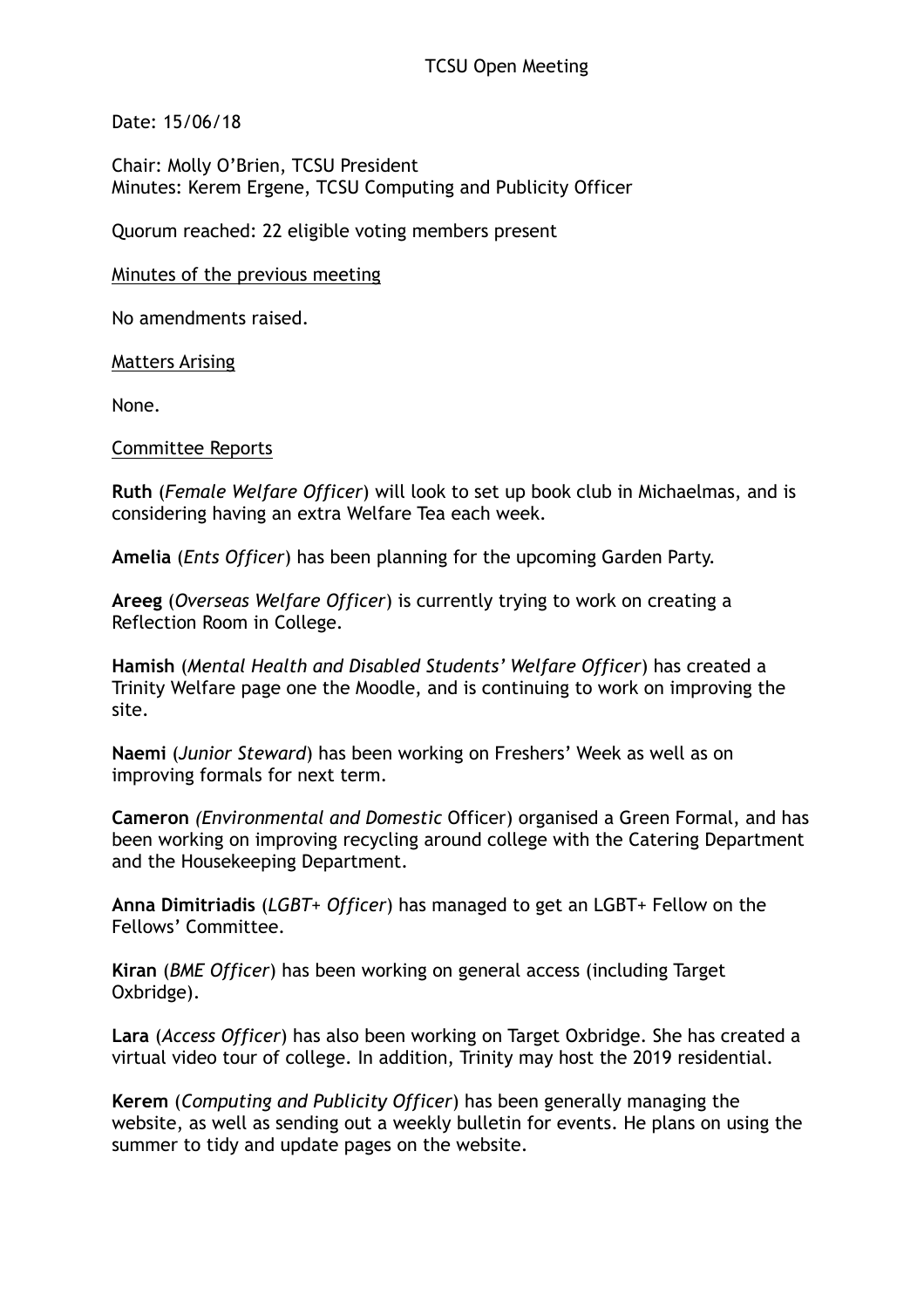# TCSU Open Meeting

Date: 15/06/18

Chair: Molly O'Brien, TCSU President
Minutes: Kerem Ergene, TCSU Computing and Publicity Officer

Quorum reached: 22 eligible voting members present

## Minutes of the previous meeting

No amendments raised.

## Matters Arising

None.

## Committee Reports

**Ruth** (*Female Welfare Officer*) will look to set up book club in Michaelmas, and is considering having an extra Welfare Tea each week.

**Amelia** (*Ents Officer*) has been planning for the upcoming Garden Party.

**Areeg** (*Overseas Welfare Officer*) is currently trying to work on creating a Reflection Room in College.

**Hamish** (*Mental Health and Disabled Students' Welfare Officer*) has created a Trinity Welfare page one the Moodle, and is continuing to work on improving the site.

**Naemi** (*Junior Steward*) has been working on Freshers' Week as well as on improving formals for next term.

**Cameron** *(Environmental and Domestic* Officer) organised a Green Formal, and has been working on improving recycling around college with the Catering Department and the Housekeeping Department.

**Anna Dimitriadis** (*LGBT+ Officer*) has managed to get an LGBT+ Fellow on the Fellows' Committee.

**Kiran** (*BME Officer*) has been working on general access (including Target Oxbridge).

**Lara** (*Access Officer*) has also been working on Target Oxbridge. She has created a virtual video tour of college. In addition, Trinity may host the 2019 residential.

**Kerem** (*Computing and Publicity Officer*) has been generally managing the website, as well as sending out a weekly bulletin for events. He plans on using the summer to tidy and update pages on the website.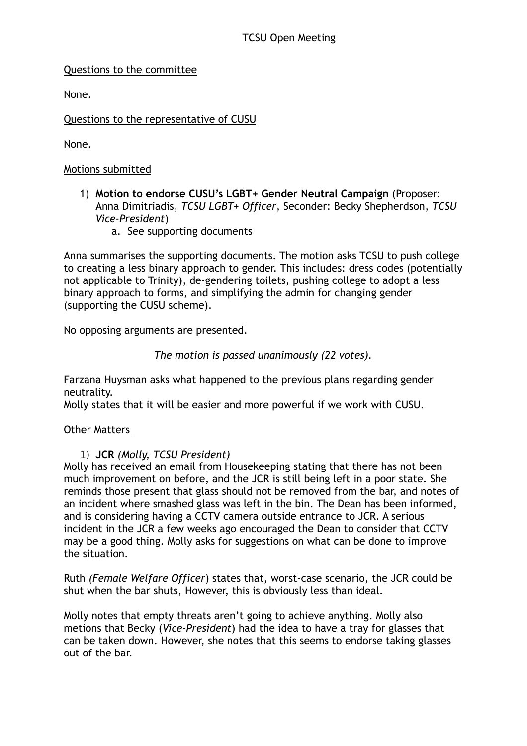## TCSU Open Meeting

Questions to the committee

None.

Questions to the representative of CUSU

None.

Motions submitted

1) **Motion to endorse CUSU's LGBT+ Gender Neutral Campaign** (Proposer: Anna Dimitriadis, *TCSU LGBT+ Officer*, Seconder: Becky Shepherdson, *TCSU Vice-President*)
   a. See supporting documents

Anna summarises the supporting documents. The motion asks TCSU to push college to creating a less binary approach to gender. This includes: dress codes (potentially not applicable to Trinity), de-gendering toilets, pushing college to adopt a less binary approach to forms, and simplifying the admin for changing gender (supporting the CUSU scheme).

No opposing arguments are presented.

*The motion is passed unanimously (22 votes).*

Farzana Huysman asks what happened to the previous plans regarding gender neutrality.
Molly states that it will be easier and more powerful if we work with CUSU.

Other Matters

1) **JCR** *(Molly, TCSU President)*

Molly has received an email from Housekeeping stating that there has not been much improvement on before, and the JCR is still being left in a poor state. She reminds those present that glass should not be removed from the bar, and notes of an incident where smashed glass was left in the bin. The Dean has been informed, and is considering having a CCTV camera outside entrance to JCR. A serious incident in the JCR a few weeks ago encouraged the Dean to consider that CCTV may be a good thing. Molly asks for suggestions on what can be done to improve the situation.

Ruth *(Female Welfare Officer*) states that, worst-case scenario, the JCR could be shut when the bar shuts, However, this is obviously less than ideal.

Molly notes that empty threats aren't going to achieve anything. Molly also metions that Becky (*Vice-President*) had the idea to have a tray for glasses that can be taken down. However, she notes that this seems to endorse taking glasses out of the bar.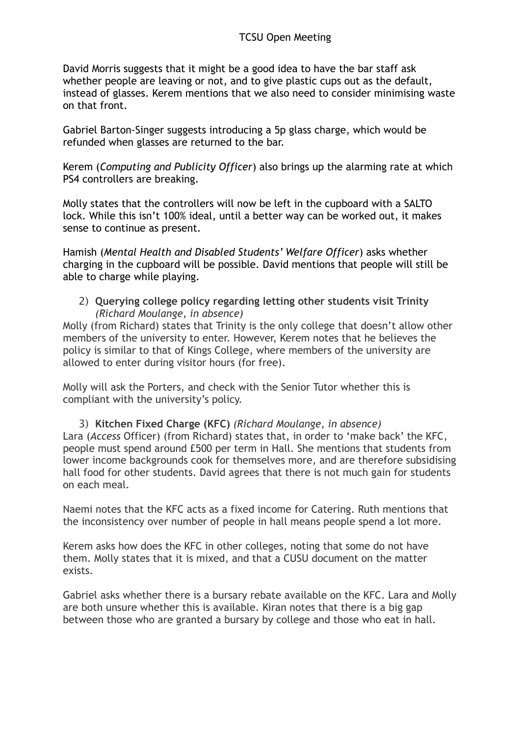David Morris suggests that it might be a good idea to have the bar staff ask whether people are leaving or not, and to give plastic cups out as the default, instead of glasses. Kerem mentions that we also need to consider minimising waste on that front.

Gabriel Barton-Singer suggests introducing a 5p glass charge, which would be refunded when glasses are returned to the bar.

Kerem (*Computing and Publicity Officer*) also brings up the alarming rate at which PS4 controllers are breaking.

Molly states that the controllers will now be left in the cupboard with a SALTO lock. While this isn't 100% ideal, until a better way can be worked out, it makes sense to continue as present.

Hamish (*Mental Health and Disabled Students' Welfare Officer*) asks whether charging in the cupboard will be possible. David mentions that people will still be able to charge while playing.

2) **Querying college policy regarding letting other students visit Trinity** *(Richard Moulange, in absence)*

Molly (from Richard) states that Trinity is the only college that doesn't allow other members of the university to enter. However, Kerem notes that he believes the policy is similar to that of Kings College, where members of the university are allowed to enter during visitor hours (for free).

Molly will ask the Porters, and check with the Senior Tutor whether this is compliant with the university's policy.

3) **Kitchen Fixed Charge (KFC)** *(Richard Moulange, in absence)*

Lara (*Access* Officer) (from Richard) states that, in order to 'make back' the KFC, people must spend around £500 per term in Hall. She mentions that students from lower income backgrounds cook for themselves more, and are therefore subsidising hall food for other students. David agrees that there is not much gain for students on each meal.

Naemi notes that the KFC acts as a fixed income for Catering. Ruth mentions that the inconsistency over number of people in hall means people spend a lot more.

Kerem asks how does the KFC in other colleges, noting that some do not have them. Molly states that it is mixed, and that a CUSU document on the matter exists.

Gabriel asks whether there is a bursary rebate available on the KFC. Lara and Molly are both unsure whether this is available. Kiran notes that there is a big gap between those who are granted a bursary by college and those who eat in hall.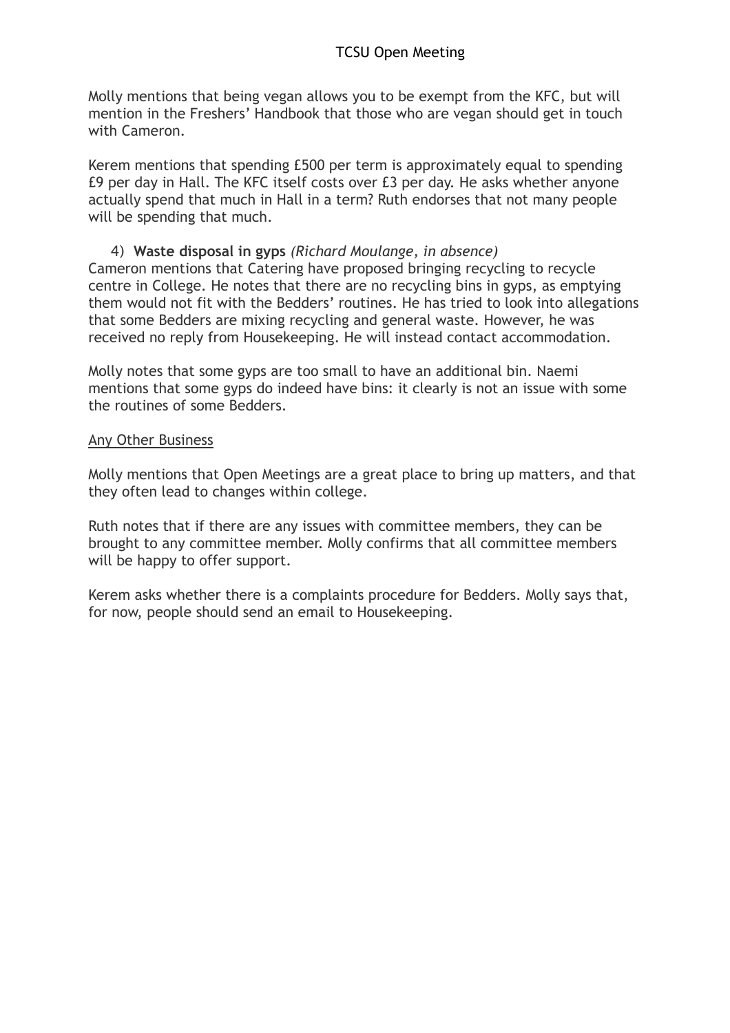Molly mentions that being vegan allows you to be exempt from the KFC, but will mention in the Freshers' Handbook that those who are vegan should get in touch with Cameron.

Kerem mentions that spending £500 per term is approximately equal to spending £9 per day in Hall. The KFC itself costs over £3 per day. He asks whether anyone actually spend that much in Hall in a term? Ruth endorses that not many people will be spending that much.

4) **Waste disposal in gyps** *(Richard Moulange, in absence)*

Cameron mentions that Catering have proposed bringing recycling to recycle centre in College. He notes that there are no recycling bins in gyps, as emptying them would not fit with the Bedders' routines. He has tried to look into allegations that some Bedders are mixing recycling and general waste. However, he was received no reply from Housekeeping. He will instead contact accommodation.

Molly notes that some gyps are too small to have an additional bin. Naemi mentions that some gyps do indeed have bins: it clearly is not an issue with some the routines of some Bedders.

<u>Any Other Business</u>

Molly mentions that Open Meetings are a great place to bring up matters, and that they often lead to changes within college.

Ruth notes that if there are any issues with committee members, they can be brought to any committee member. Molly confirms that all committee members will be happy to offer support.

Kerem asks whether there is a complaints procedure for Bedders. Molly says that, for now, people should send an email to Housekeeping.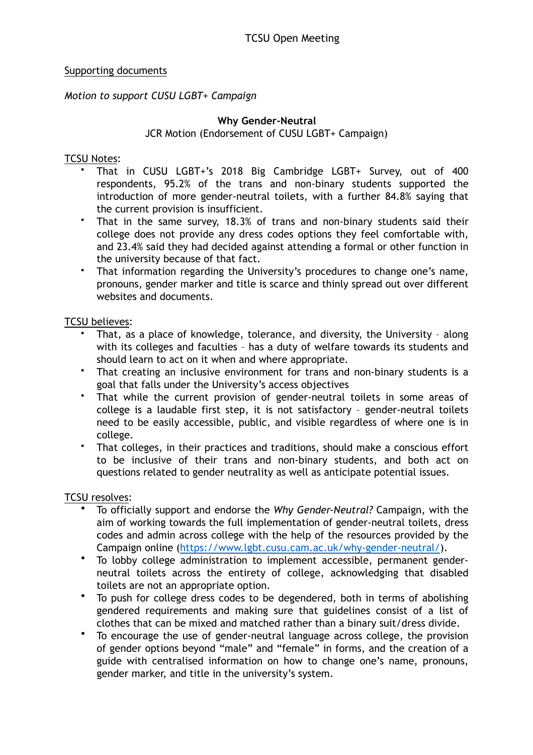TCSU Open Meeting

Supporting documents

*Motion to support CUSU LGBT+ Campaign*

**Why Gender-Neutral**

JCR Motion (Endorsement of CUSU LGBT+ Campaign)

TCSU Notes:

- That in CUSU LGBT+'s 2018 Big Cambridge LGBT+ Survey, out of 400 respondents, 95.2% of the trans and non-binary students supported the introduction of more gender-neutral toilets, with a further 84.8% saying that the current provision is insufficient.
- That in the same survey, 18.3% of trans and non-binary students said their college does not provide any dress codes options they feel comfortable with, and 23.4% said they had decided against attending a formal or other function in the university because of that fact.
- That information regarding the University's procedures to change one's name, pronouns, gender marker and title is scarce and thinly spread out over different websites and documents.

TCSU believes:

- That, as a place of knowledge, tolerance, and diversity, the University – along with its colleges and faculties – has a duty of welfare towards its students and should learn to act on it when and where appropriate.
- That creating an inclusive environment for trans and non-binary students is a goal that falls under the University's access objectives
- That while the current provision of gender-neutral toilets in some areas of college is a laudable first step, it is not satisfactory – gender-neutral toilets need to be easily accessible, public, and visible regardless of where one is in college.
- That colleges, in their practices and traditions, should make a conscious effort to be inclusive of their trans and non-binary students, and both act on questions related to gender neutrality as well as anticipate potential issues.

TCSU resolves:

- To officially support and endorse the *Why Gender-Neutral?* Campaign, with the aim of working towards the full implementation of gender-neutral toilets, dress codes and admin across college with the help of the resources provided by the Campaign online (https://www.lgbt.cusu.cam.ac.uk/why-gender-neutral/).
- To lobby college administration to implement accessible, permanent gender-neutral toilets across the entirety of college, acknowledging that disabled toilets are not an appropriate option.
- To push for college dress codes to be degendered, both in terms of abolishing gendered requirements and making sure that guidelines consist of a list of clothes that can be mixed and matched rather than a binary suit/dress divide.
- To encourage the use of gender-neutral language across college, the provision of gender options beyond "male" and "female" in forms, and the creation of a guide with centralised information on how to change one's name, pronouns, gender marker, and title in the university's system.